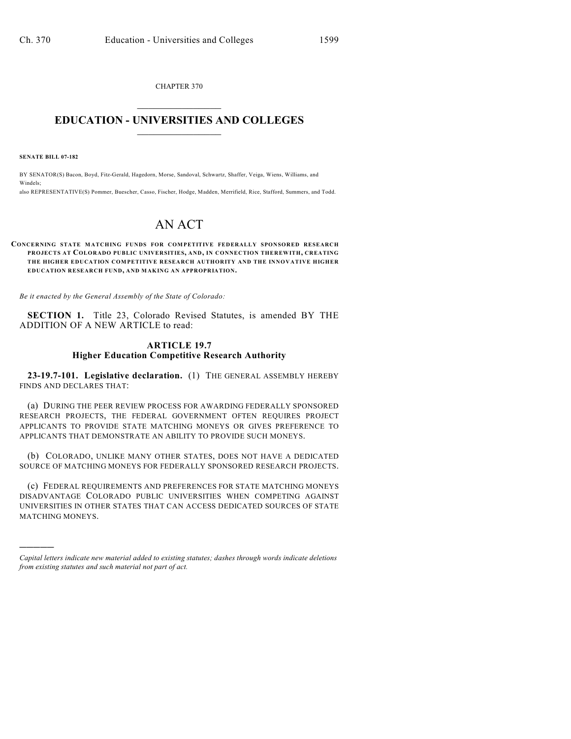CHAPTER 370

# EDUCATION - UNIVERSITIES AND COLLEGES

**SENATE BILL 07-182**

BY SENATOR(S) Bacon, Boyd, Fitz-Gerald, Hagedorn, Morse, Sandoval, Schwartz, Shaffer, Veiga, Wiens, Williams, and Windels;
also REPRESENTATIVE(S) Pommer, Buescher, Casso, Fischer, Hodge, Madden, Merrifield, Rice, Stafford, Summers, and Todd.

# AN ACT

**CONCERNING STATE MATCHING FUNDS FOR COMPETITIVE FEDERALLY SPONSORED RESEARCH PROJECTS AT COLORADO PUBLIC UNIVERSITIES, AND, IN CONNECTION THEREWITH, CREATING THE HIGHER EDUCATION COMPETITIVE RESEARCH AUTHORITY AND THE INNOVATIVE HIGHER EDUCATION RESEARCH FUND, AND MAKING AN APPROPRIATION.**

*Be it enacted by the General Assembly of the State of Colorado:*

**SECTION 1.** Title 23, Colorado Revised Statutes, is amended BY THE ADDITION OF A NEW ARTICLE to read:

## ARTICLE 19.7
## Higher Education Competitive Research Authority

**23-19.7-101. Legislative declaration.** (1) THE GENERAL ASSEMBLY HEREBY FINDS AND DECLARES THAT:

(a) DURING THE PEER REVIEW PROCESS FOR AWARDING FEDERALLY SPONSORED RESEARCH PROJECTS, THE FEDERAL GOVERNMENT OFTEN REQUIRES PROJECT APPLICANTS TO PROVIDE STATE MATCHING MONEYS OR GIVES PREFERENCE TO APPLICANTS THAT DEMONSTRATE AN ABILITY TO PROVIDE SUCH MONEYS.

(b) COLORADO, UNLIKE MANY OTHER STATES, DOES NOT HAVE A DEDICATED SOURCE OF MATCHING MONEYS FOR FEDERALLY SPONSORED RESEARCH PROJECTS.

(c) FEDERAL REQUIREMENTS AND PREFERENCES FOR STATE MATCHING MONEYS DISADVANTAGE COLORADO PUBLIC UNIVERSITIES WHEN COMPETING AGAINST UNIVERSITIES IN OTHER STATES THAT CAN ACCESS DEDICATED SOURCES OF STATE MATCHING MONEYS.

---

*Capital letters indicate new material added to existing statutes; dashes through words indicate deletions from existing statutes and such material not part of act.*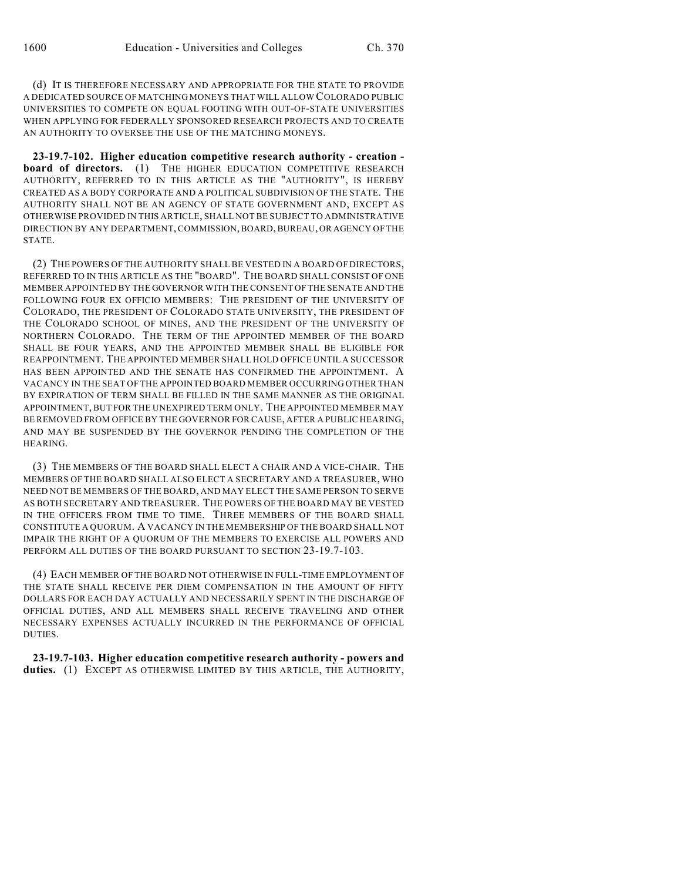(d) IT IS THEREFORE NECESSARY AND APPROPRIATE FOR THE STATE TO PROVIDE A DEDICATED SOURCE OF MATCHING MONEYS THAT WILL ALLOW COLORADO PUBLIC UNIVERSITIES TO COMPETE ON EQUAL FOOTING WITH OUT-OF-STATE UNIVERSITIES WHEN APPLYING FOR FEDERALLY SPONSORED RESEARCH PROJECTS AND TO CREATE AN AUTHORITY TO OVERSEE THE USE OF THE MATCHING MONEYS.

**23-19.7-102. Higher education competitive research authority - creation - board of directors.** (1) THE HIGHER EDUCATION COMPETITIVE RESEARCH AUTHORITY, REFERRED TO IN THIS ARTICLE AS THE "AUTHORITY", IS HEREBY CREATED AS A BODY CORPORATE AND A POLITICAL SUBDIVISION OF THE STATE. THE AUTHORITY SHALL NOT BE AN AGENCY OF STATE GOVERNMENT AND, EXCEPT AS OTHERWISE PROVIDED IN THIS ARTICLE, SHALL NOT BE SUBJECT TO ADMINISTRATIVE DIRECTION BY ANY DEPARTMENT, COMMISSION, BOARD, BUREAU, OR AGENCY OF THE STATE.

(2) THE POWERS OF THE AUTHORITY SHALL BE VESTED IN A BOARD OF DIRECTORS, REFERRED TO IN THIS ARTICLE AS THE "BOARD". THE BOARD SHALL CONSIST OF ONE MEMBER APPOINTED BY THE GOVERNOR WITH THE CONSENT OF THE SENATE AND THE FOLLOWING FOUR EX OFFICIO MEMBERS: THE PRESIDENT OF THE UNIVERSITY OF COLORADO, THE PRESIDENT OF COLORADO STATE UNIVERSITY, THE PRESIDENT OF THE COLORADO SCHOOL OF MINES, AND THE PRESIDENT OF THE UNIVERSITY OF NORTHERN COLORADO. THE TERM OF THE APPOINTED MEMBER OF THE BOARD SHALL BE FOUR YEARS, AND THE APPOINTED MEMBER SHALL BE ELIGIBLE FOR REAPPOINTMENT. THE APPOINTED MEMBER SHALL HOLD OFFICE UNTIL A SUCCESSOR HAS BEEN APPOINTED AND THE SENATE HAS CONFIRMED THE APPOINTMENT. A VACANCY IN THE SEAT OF THE APPOINTED BOARD MEMBER OCCURRING OTHER THAN BY EXPIRATION OF TERM SHALL BE FILLED IN THE SAME MANNER AS THE ORIGINAL APPOINTMENT, BUT FOR THE UNEXPIRED TERM ONLY. THE APPOINTED MEMBER MAY BE REMOVED FROM OFFICE BY THE GOVERNOR FOR CAUSE, AFTER A PUBLIC HEARING, AND MAY BE SUSPENDED BY THE GOVERNOR PENDING THE COMPLETION OF THE HEARING.

(3) THE MEMBERS OF THE BOARD SHALL ELECT A CHAIR AND A VICE-CHAIR. THE MEMBERS OF THE BOARD SHALL ALSO ELECT A SECRETARY AND A TREASURER, WHO NEED NOT BE MEMBERS OF THE BOARD, AND MAY ELECT THE SAME PERSON TO SERVE AS BOTH SECRETARY AND TREASURER. THE POWERS OF THE BOARD MAY BE VESTED IN THE OFFICERS FROM TIME TO TIME. THREE MEMBERS OF THE BOARD SHALL CONSTITUTE A QUORUM. A VACANCY IN THE MEMBERSHIP OF THE BOARD SHALL NOT IMPAIR THE RIGHT OF A QUORUM OF THE MEMBERS TO EXERCISE ALL POWERS AND PERFORM ALL DUTIES OF THE BOARD PURSUANT TO SECTION 23-19.7-103.

(4) EACH MEMBER OF THE BOARD NOT OTHERWISE IN FULL-TIME EMPLOYMENT OF THE STATE SHALL RECEIVE PER DIEM COMPENSATION IN THE AMOUNT OF FIFTY DOLLARS FOR EACH DAY ACTUALLY AND NECESSARILY SPENT IN THE DISCHARGE OF OFFICIAL DUTIES, AND ALL MEMBERS SHALL RECEIVE TRAVELING AND OTHER NECESSARY EXPENSES ACTUALLY INCURRED IN THE PERFORMANCE OF OFFICIAL DUTIES.

**23-19.7-103. Higher education competitive research authority - powers and duties.** (1) EXCEPT AS OTHERWISE LIMITED BY THIS ARTICLE, THE AUTHORITY,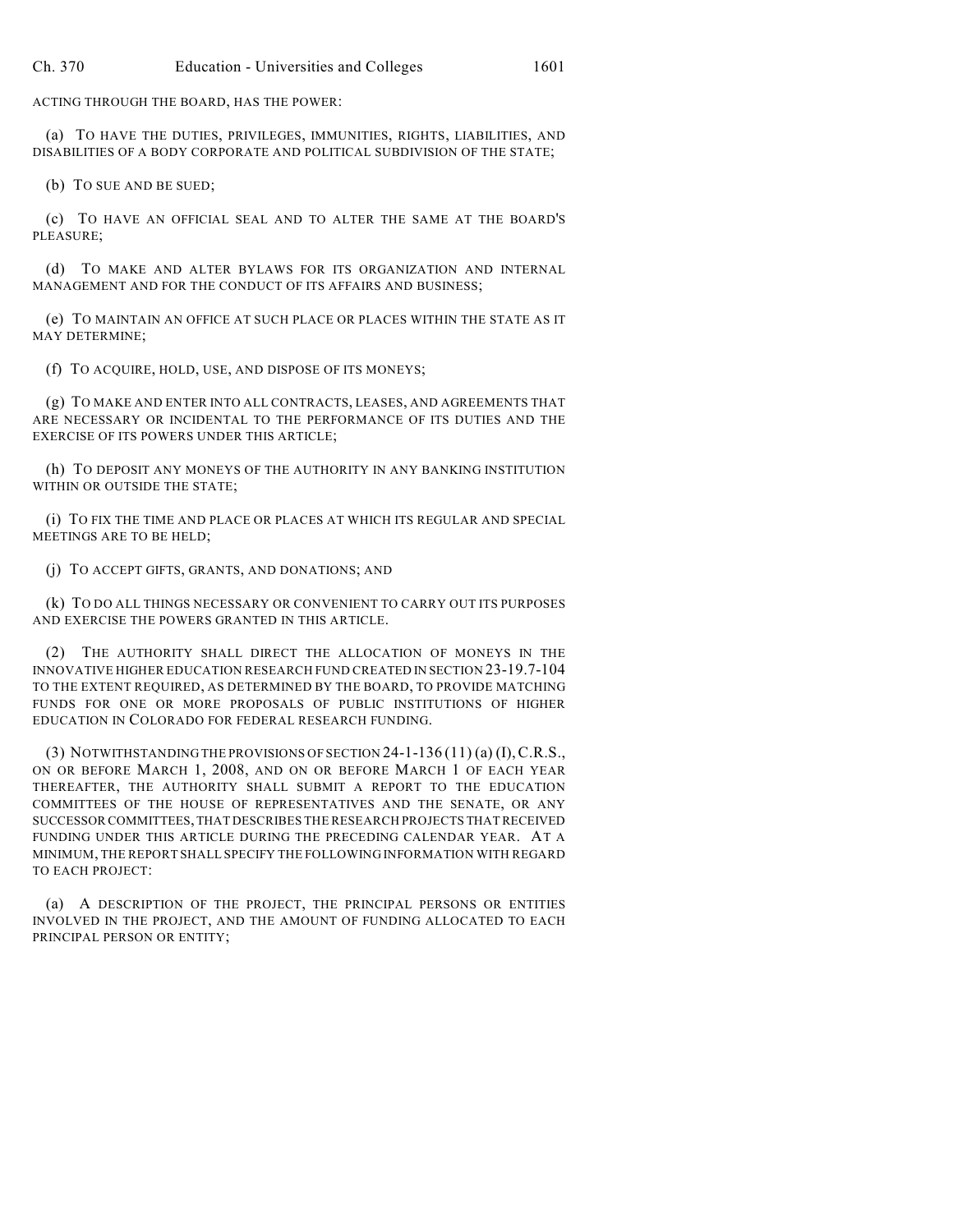ACTING THROUGH THE BOARD, HAS THE POWER:

(a) TO HAVE THE DUTIES, PRIVILEGES, IMMUNITIES, RIGHTS, LIABILITIES, AND DISABILITIES OF A BODY CORPORATE AND POLITICAL SUBDIVISION OF THE STATE;

(b) TO SUE AND BE SUED;

(c) TO HAVE AN OFFICIAL SEAL AND TO ALTER THE SAME AT THE BOARD'S PLEASURE;

(d) TO MAKE AND ALTER BYLAWS FOR ITS ORGANIZATION AND INTERNAL MANAGEMENT AND FOR THE CONDUCT OF ITS AFFAIRS AND BUSINESS;

(e) TO MAINTAIN AN OFFICE AT SUCH PLACE OR PLACES WITHIN THE STATE AS IT MAY DETERMINE;

(f) TO ACQUIRE, HOLD, USE, AND DISPOSE OF ITS MONEYS;

(g) TO MAKE AND ENTER INTO ALL CONTRACTS, LEASES, AND AGREEMENTS THAT ARE NECESSARY OR INCIDENTAL TO THE PERFORMANCE OF ITS DUTIES AND THE EXERCISE OF ITS POWERS UNDER THIS ARTICLE;

(h) TO DEPOSIT ANY MONEYS OF THE AUTHORITY IN ANY BANKING INSTITUTION WITHIN OR OUTSIDE THE STATE;

(i) TO FIX THE TIME AND PLACE OR PLACES AT WHICH ITS REGULAR AND SPECIAL MEETINGS ARE TO BE HELD;

(j) TO ACCEPT GIFTS, GRANTS, AND DONATIONS; AND

(k) TO DO ALL THINGS NECESSARY OR CONVENIENT TO CARRY OUT ITS PURPOSES AND EXERCISE THE POWERS GRANTED IN THIS ARTICLE.

(2) THE AUTHORITY SHALL DIRECT THE ALLOCATION OF MONEYS IN THE INNOVATIVE HIGHER EDUCATION RESEARCH FUND CREATED IN SECTION 23-19.7-104 TO THE EXTENT REQUIRED, AS DETERMINED BY THE BOARD, TO PROVIDE MATCHING FUNDS FOR ONE OR MORE PROPOSALS OF PUBLIC INSTITUTIONS OF HIGHER EDUCATION IN COLORADO FOR FEDERAL RESEARCH FUNDING.

(3) NOTWITHSTANDING THE PROVISIONS OF SECTION 24-1-136 (11) (a) (I), C.R.S., ON OR BEFORE MARCH 1, 2008, AND ON OR BEFORE MARCH 1 OF EACH YEAR THEREAFTER, THE AUTHORITY SHALL SUBMIT A REPORT TO THE EDUCATION COMMITTEES OF THE HOUSE OF REPRESENTATIVES AND THE SENATE, OR ANY SUCCESSOR COMMITTEES, THAT DESCRIBES THE RESEARCH PROJECTS THAT RECEIVED FUNDING UNDER THIS ARTICLE DURING THE PRECEDING CALENDAR YEAR. AT A MINIMUM, THE REPORT SHALL SPECIFY THE FOLLOWING INFORMATION WITH REGARD TO EACH PROJECT:

(a) A DESCRIPTION OF THE PROJECT, THE PRINCIPAL PERSONS OR ENTITIES INVOLVED IN THE PROJECT, AND THE AMOUNT OF FUNDING ALLOCATED TO EACH PRINCIPAL PERSON OR ENTITY;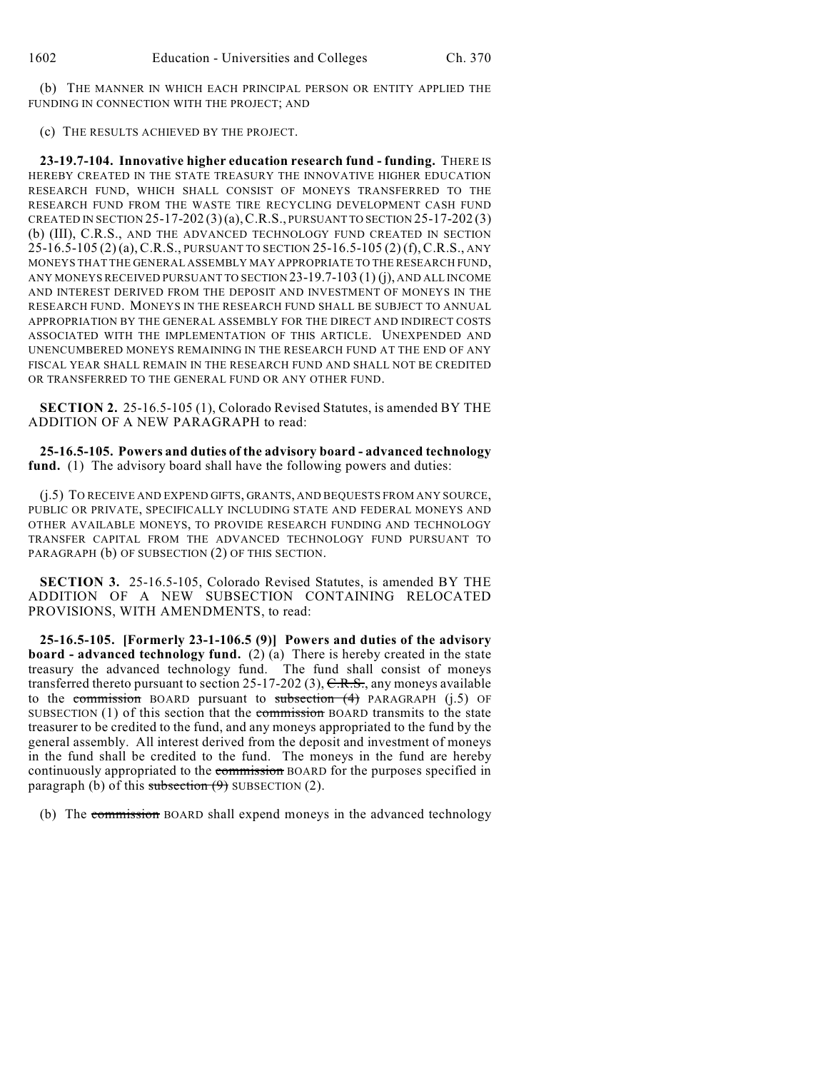(b) THE MANNER IN WHICH EACH PRINCIPAL PERSON OR ENTITY APPLIED THE FUNDING IN CONNECTION WITH THE PROJECT; AND

(c) THE RESULTS ACHIEVED BY THE PROJECT.

**23-19.7-104. Innovative higher education research fund - funding.** THERE IS HEREBY CREATED IN THE STATE TREASURY THE INNOVATIVE HIGHER EDUCATION RESEARCH FUND, WHICH SHALL CONSIST OF MONEYS TRANSFERRED TO THE RESEARCH FUND FROM THE WASTE TIRE RECYCLING DEVELOPMENT CASH FUND CREATED IN SECTION 25-17-202 (3) (a), C.R.S., PURSUANT TO SECTION 25-17-202 (3) (b) (III), C.R.S., AND THE ADVANCED TECHNOLOGY FUND CREATED IN SECTION 25-16.5-105 (2) (a), C.R.S., PURSUANT TO SECTION 25-16.5-105 (2) (f), C.R.S., ANY MONEYS THAT THE GENERAL ASSEMBLY MAY APPROPRIATE TO THE RESEARCH FUND, ANY MONEYS RECEIVED PURSUANT TO SECTION 23-19.7-103 (1) (j), AND ALL INCOME AND INTEREST DERIVED FROM THE DEPOSIT AND INVESTMENT OF MONEYS IN THE RESEARCH FUND. MONEYS IN THE RESEARCH FUND SHALL BE SUBJECT TO ANNUAL APPROPRIATION BY THE GENERAL ASSEMBLY FOR THE DIRECT AND INDIRECT COSTS ASSOCIATED WITH THE IMPLEMENTATION OF THIS ARTICLE. UNEXPENDED AND UNENCUMBERED MONEYS REMAINING IN THE RESEARCH FUND AT THE END OF ANY FISCAL YEAR SHALL REMAIN IN THE RESEARCH FUND AND SHALL NOT BE CREDITED OR TRANSFERRED TO THE GENERAL FUND OR ANY OTHER FUND.

**SECTION 2.** 25-16.5-105 (1), Colorado Revised Statutes, is amended BY THE ADDITION OF A NEW PARAGRAPH to read:

**25-16.5-105. Powers and duties of the advisory board - advanced technology fund.** (1) The advisory board shall have the following powers and duties:

(j.5) TO RECEIVE AND EXPEND GIFTS, GRANTS, AND BEQUESTS FROM ANY SOURCE, PUBLIC OR PRIVATE, SPECIFICALLY INCLUDING STATE AND FEDERAL MONEYS AND OTHER AVAILABLE MONEYS, TO PROVIDE RESEARCH FUNDING AND TECHNOLOGY TRANSFER CAPITAL FROM THE ADVANCED TECHNOLOGY FUND PURSUANT TO PARAGRAPH (b) OF SUBSECTION (2) OF THIS SECTION.

**SECTION 3.** 25-16.5-105, Colorado Revised Statutes, is amended BY THE ADDITION OF A NEW SUBSECTION CONTAINING RELOCATED PROVISIONS, WITH AMENDMENTS, to read:

**25-16.5-105. [Formerly 23-1-106.5 (9)] Powers and duties of the advisory board - advanced technology fund.** (2) (a) There is hereby created in the state treasury the advanced technology fund. The fund shall consist of moneys transferred thereto pursuant to section 25-17-202 (3), ~~C.R.S.~~, any moneys available to the ~~commission~~ BOARD pursuant to ~~subsection (4)~~ PARAGRAPH (j.5) OF SUBSECTION (1) of this section that the ~~commission~~ BOARD transmits to the state treasurer to be credited to the fund, and any moneys appropriated to the fund by the general assembly. All interest derived from the deposit and investment of moneys in the fund shall be credited to the fund. The moneys in the fund are hereby continuously appropriated to the ~~commission~~ BOARD for the purposes specified in paragraph (b) of this ~~subsection (9)~~ SUBSECTION (2).

(b) The ~~commission~~ BOARD shall expend moneys in the advanced technology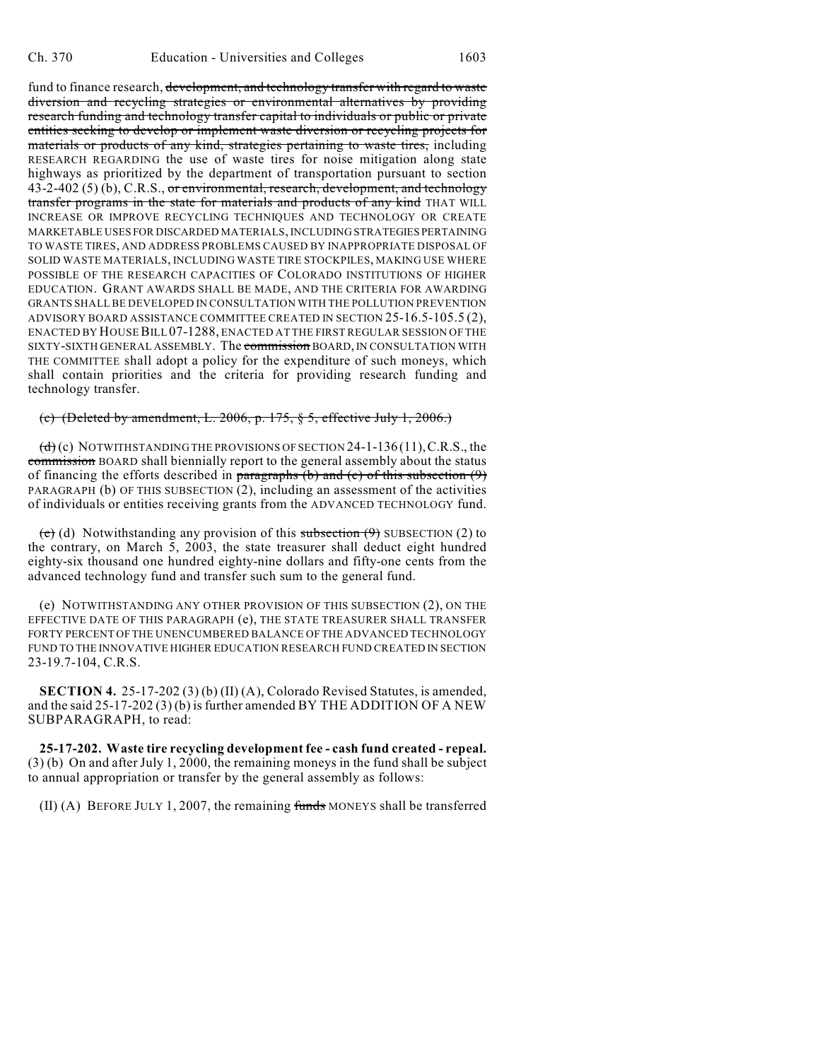fund to finance research, ~~development, and technology transfer with regard to waste diversion and recycling strategies or environmental alternatives by providing research funding and technology transfer capital to individuals or public or private entities seeking to develop or implement waste diversion or recycling projects for materials or products of any kind, strategies pertaining to waste tires,~~ including RESEARCH REGARDING the use of waste tires for noise mitigation along state highways as prioritized by the department of transportation pursuant to section 43-2-402 (5) (b), C.R.S., ~~or environmental, research, development, and technology transfer programs in the state for materials and products of any kind~~ THAT WILL INCREASE OR IMPROVE RECYCLING TECHNIQUES AND TECHNOLOGY OR CREATE MARKETABLE USES FOR DISCARDED MATERIALS, INCLUDING STRATEGIES PERTAINING TO WASTE TIRES, AND ADDRESS PROBLEMS CAUSED BY INAPPROPRIATE DISPOSAL OF SOLID WASTE MATERIALS, INCLUDING WASTE TIRE STOCKPILES, MAKING USE WHERE POSSIBLE OF THE RESEARCH CAPACITIES OF COLORADO INSTITUTIONS OF HIGHER EDUCATION. GRANT AWARDS SHALL BE MADE, AND THE CRITERIA FOR AWARDING GRANTS SHALL BE DEVELOPED IN CONSULTATION WITH THE POLLUTION PREVENTION ADVISORY BOARD ASSISTANCE COMMITTEE CREATED IN SECTION 25-16.5-105.5 (2), ENACTED BY HOUSE BILL 07-1288, ENACTED AT THE FIRST REGULAR SESSION OF THE SIXTY-SIXTH GENERAL ASSEMBLY. The ~~commission~~ BOARD, IN CONSULTATION WITH THE COMMITTEE shall adopt a policy for the expenditure of such moneys, which shall contain priorities and the criteria for providing research funding and technology transfer.

~~(c) (Deleted by amendment, L. 2006, p. 175, § 5, effective July 1, 2006.)~~

~~(d)~~ (c) NOTWITHSTANDING THE PROVISIONS OF SECTION 24-1-136 (11), C.R.S., the ~~commission~~ BOARD shall biennially report to the general assembly about the status of financing the efforts described in ~~paragraphs (b) and (c) of this subsection (9)~~ PARAGRAPH (b) OF THIS SUBSECTION (2), including an assessment of the activities of individuals or entities receiving grants from the ADVANCED TECHNOLOGY fund.

~~(e)~~ (d) Notwithstanding any provision of this ~~subsection (9)~~ SUBSECTION (2) to the contrary, on March 5, 2003, the state treasurer shall deduct eight hundred eighty-six thousand one hundred eighty-nine dollars and fifty-one cents from the advanced technology fund and transfer such sum to the general fund.

(e) NOTWITHSTANDING ANY OTHER PROVISION OF THIS SUBSECTION (2), ON THE EFFECTIVE DATE OF THIS PARAGRAPH (e), THE STATE TREASURER SHALL TRANSFER FORTY PERCENT OF THE UNENCUMBERED BALANCE OF THE ADVANCED TECHNOLOGY FUND TO THE INNOVATIVE HIGHER EDUCATION RESEARCH FUND CREATED IN SECTION 23-19.7-104, C.R.S.

**SECTION 4.** 25-17-202 (3) (b) (II) (A), Colorado Revised Statutes, is amended, and the said 25-17-202 (3) (b) is further amended BY THE ADDITION OF A NEW SUBPARAGRAPH, to read:

**25-17-202. Waste tire recycling development fee - cash fund created - repeal.** (3) (b) On and after July 1, 2000, the remaining moneys in the fund shall be subject to annual appropriation or transfer by the general assembly as follows:

(II) (A) BEFORE JULY 1, 2007, the remaining ~~funds~~ MONEYS shall be transferred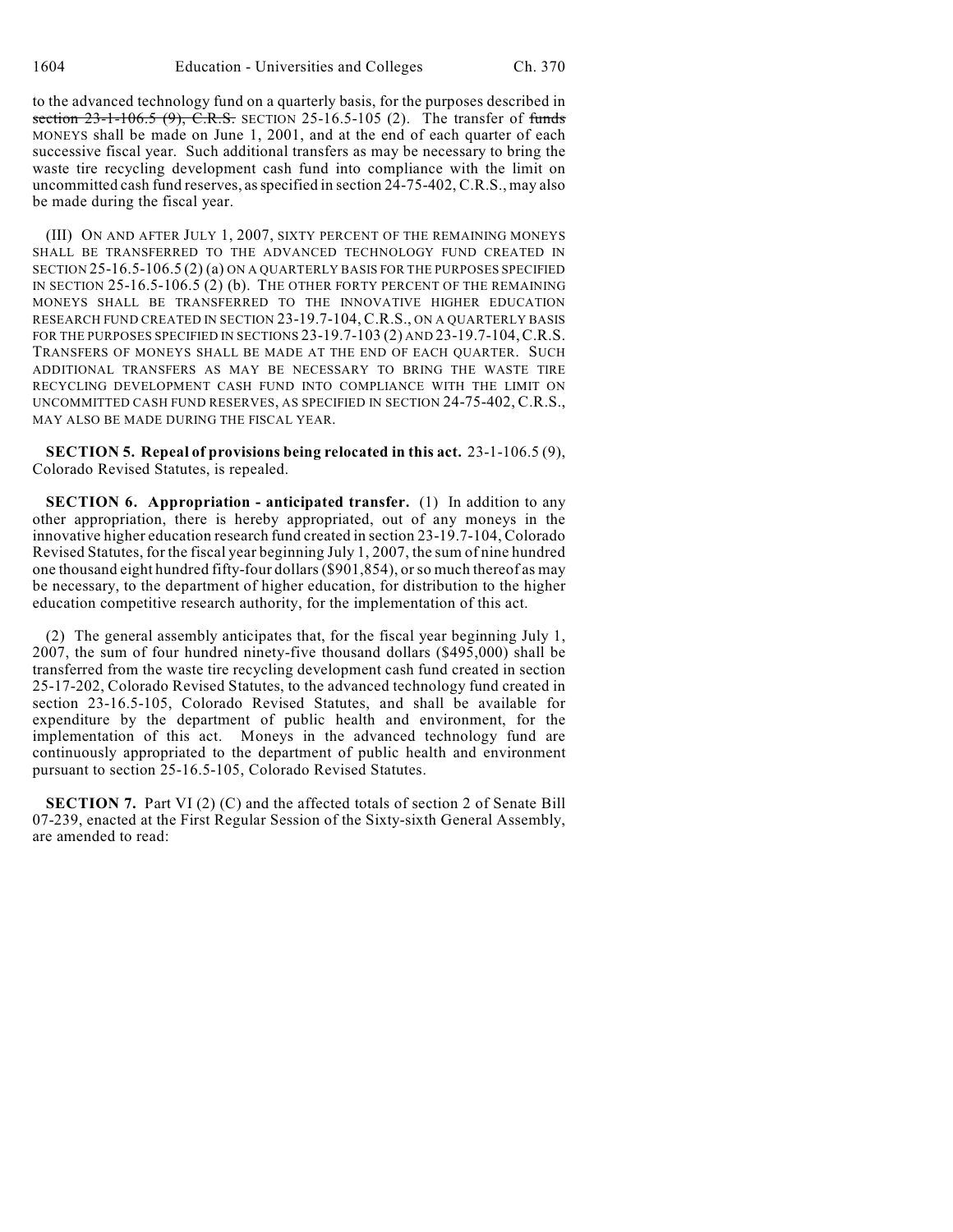to the advanced technology fund on a quarterly basis, for the purposes described in ~~section 23-1-106.5 (9), C.R.S.~~ SECTION 25-16.5-105 (2). The transfer of ~~funds~~ MONEYS shall be made on June 1, 2001, and at the end of each quarter of each successive fiscal year. Such additional transfers as may be necessary to bring the waste tire recycling development cash fund into compliance with the limit on uncommitted cash fund reserves, as specified in section 24-75-402, C.R.S., may also be made during the fiscal year.

(III) ON AND AFTER JULY 1, 2007, SIXTY PERCENT OF THE REMAINING MONEYS SHALL BE TRANSFERRED TO THE ADVANCED TECHNOLOGY FUND CREATED IN SECTION 25-16.5-106.5 (2) (a) ON A QUARTERLY BASIS FOR THE PURPOSES SPECIFIED IN SECTION 25-16.5-106.5 (2) (b). THE OTHER FORTY PERCENT OF THE REMAINING MONEYS SHALL BE TRANSFERRED TO THE INNOVATIVE HIGHER EDUCATION RESEARCH FUND CREATED IN SECTION 23-19.7-104, C.R.S., ON A QUARTERLY BASIS FOR THE PURPOSES SPECIFIED IN SECTIONS 23-19.7-103 (2) AND 23-19.7-104, C.R.S. TRANSFERS OF MONEYS SHALL BE MADE AT THE END OF EACH QUARTER. SUCH ADDITIONAL TRANSFERS AS MAY BE NECESSARY TO BRING THE WASTE TIRE RECYCLING DEVELOPMENT CASH FUND INTO COMPLIANCE WITH THE LIMIT ON UNCOMMITTED CASH FUND RESERVES, AS SPECIFIED IN SECTION 24-75-402, C.R.S., MAY ALSO BE MADE DURING THE FISCAL YEAR.

**SECTION 5. Repeal of provisions being relocated in this act.** 23-1-106.5 (9), Colorado Revised Statutes, is repealed.

**SECTION 6. Appropriation - anticipated transfer.** (1) In addition to any other appropriation, there is hereby appropriated, out of any moneys in the innovative higher education research fund created in section 23-19.7-104, Colorado Revised Statutes, for the fiscal year beginning July 1, 2007, the sum of nine hundred one thousand eight hundred fifty-four dollars ($901,854), or so much thereof as may be necessary, to the department of higher education, for distribution to the higher education competitive research authority, for the implementation of this act.

(2) The general assembly anticipates that, for the fiscal year beginning July 1, 2007, the sum of four hundred ninety-five thousand dollars ($495,000) shall be transferred from the waste tire recycling development cash fund created in section 25-17-202, Colorado Revised Statutes, to the advanced technology fund created in section 23-16.5-105, Colorado Revised Statutes, and shall be available for expenditure by the department of public health and environment, for the implementation of this act. Moneys in the advanced technology fund are continuously appropriated to the department of public health and environment pursuant to section 25-16.5-105, Colorado Revised Statutes.

**SECTION 7.** Part VI (2) (C) and the affected totals of section 2 of Senate Bill 07-239, enacted at the First Regular Session of the Sixty-sixth General Assembly, are amended to read: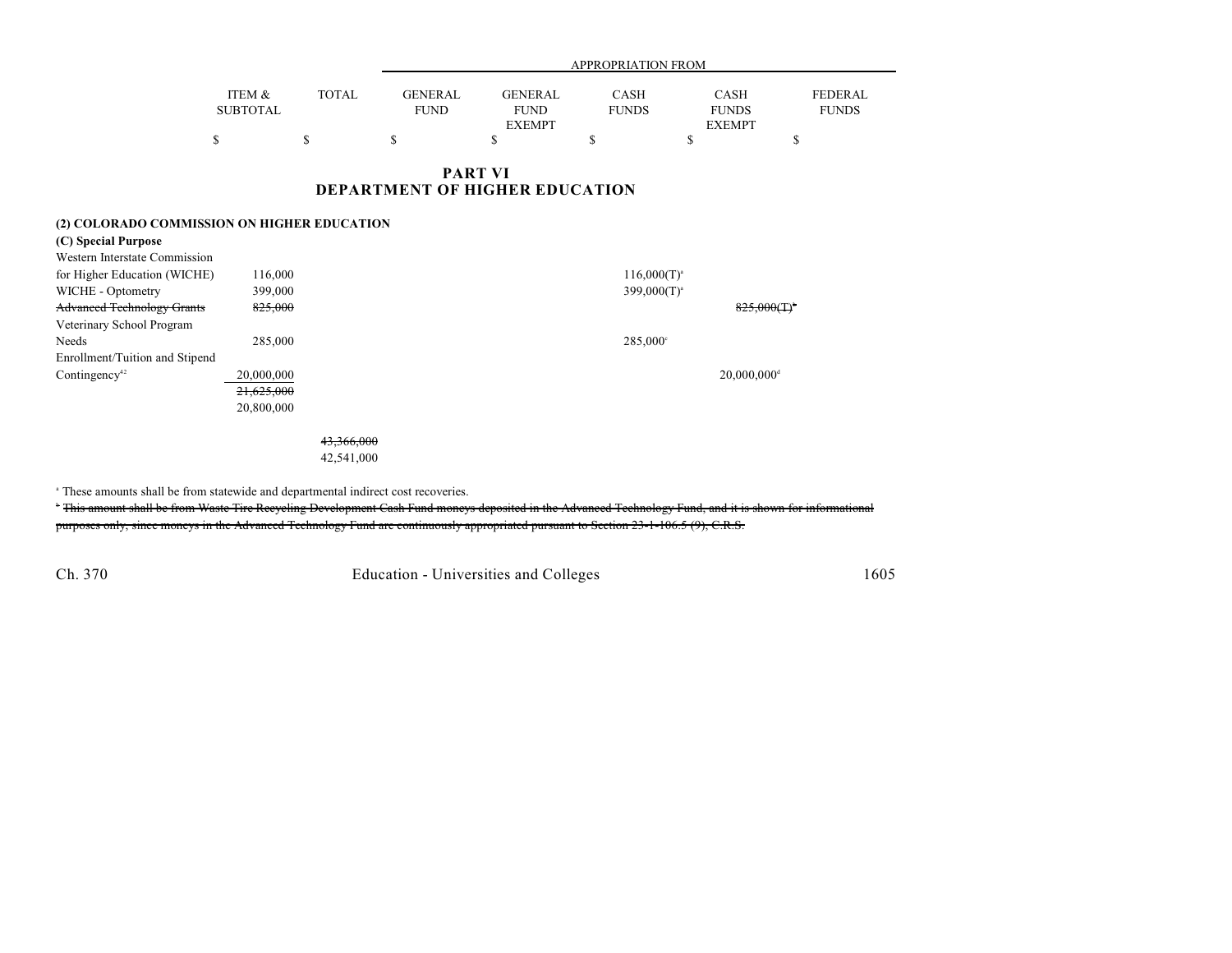| | ITEM & SUBTOTAL | TOTAL | APPROPRIATION FROM GENERAL FUND | GENERAL FUND EXEMPT | CASH FUNDS | CASH FUNDS EXEMPT | FEDERAL FUNDS |
|---|---|---|---|---|---|---|---|
| | $ | $ | $ | $ | $ | $ | $ |

## PART VI
## DEPARTMENT OF HIGHER EDUCATION

**(2) COLORADO COMMISSION ON HIGHER EDUCATION**

**(C) Special Purpose**

| | ITEM & SUBTOTAL | TOTAL | GENERAL FUND | GENERAL FUND EXEMPT | CASH FUNDS | CASH FUNDS EXEMPT | FEDERAL FUNDS |
|---|---|---|---|---|---|---|---|
| Western Interstate Commission for Higher Education (WICHE) | 116,000 | | | | 116,000(T)[a] | | |
| WICHE - Optometry | 399,000 | | | | 399,000(T)[a] | | |
| ~~Advanced Technology Grants~~ | ~~825,000~~ | | | | | ~~825,000(T)[b]~~ | |
| Veterinary School Program Needs | 285,000 | | | | 285,000[c] | | |
| Enrollment/Tuition and Stipend Contingency[42] | 20,000,000 | | | | | 20,000,000[d] | |
| | ~~21,625,000~~ | | | | | | |
| | 20,800,000 | | | | | | |
| | | ~~43,366,000~~ | | | | | |
| | | 42,541,000 | | | | | |

[a] These amounts shall be from statewide and departmental indirect cost recoveries.

~~[b] This amount shall be from Waste Tire Recycling Development Cash Fund moneys deposited in the Advanced Technology Fund, and it is shown for informational purposes only, since moneys in the Advanced Technology Fund are continuously appropriated pursuant to Section 23-1-106.5 (9), C.R.S.~~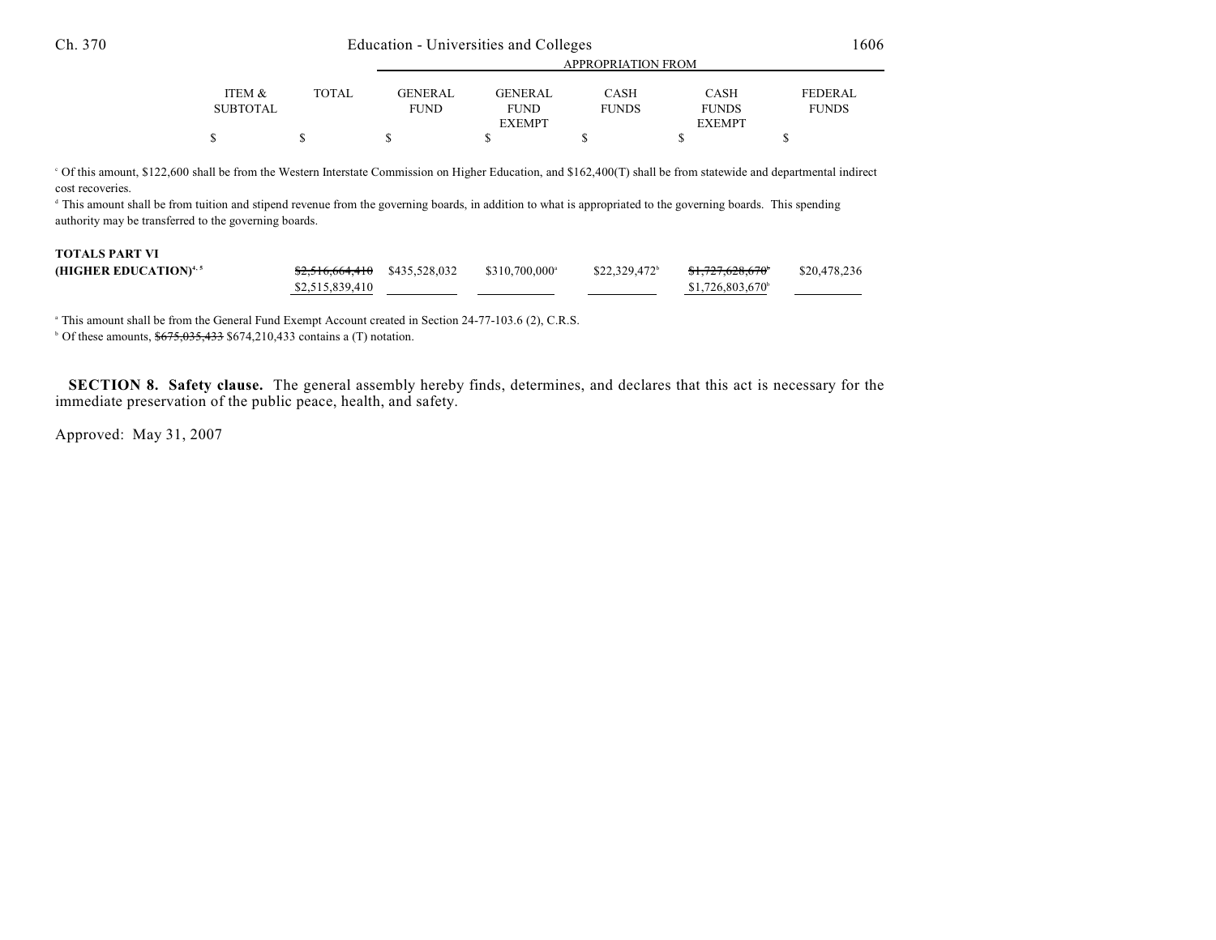| | ITEM & SUBTOTAL | TOTAL | GENERAL FUND | GENERAL FUND EXEMPT | CASH FUNDS | CASH FUNDS EXEMPT | FEDERAL FUNDS |
|---|---|---|---|---|---|---|---|
| | | | APPROPRIATION FROM | | | | |
| | $ | $ | $ | $ | $ | $ | $ |

[c] Of this amount, $122,600 shall be from the Western Interstate Commission on Higher Education, and $162,400(T) shall be from statewide and departmental indirect cost recoveries.

[d] This amount shall be from tuition and stipend revenue from the governing boards, in addition to what is appropriated to the governing boards. This spending authority may be transferred to the governing boards.

| | TOTAL | GENERAL FUND | GENERAL FUND EXEMPT | CASH FUNDS | CASH FUNDS EXEMPT | FEDERAL FUNDS |
|---|---|---|---|---|---|---|
| **TOTALS PART VI (HIGHER EDUCATION)**[4, 5] | ~~$2,516,664,410~~ $2,515,839,410 | $435,528,032 | $310,700,000[a] | $22,329,472[b] | ~~$1,727,628,670~~[b] $1,726,803,670[b] | $20,478,236 |

[a] This amount shall be from the General Fund Exempt Account created in Section 24-77-103.6 (2), C.R.S.

[b] Of these amounts, ~~$675,035,433~~ $674,210,433 contains a (T) notation.

**SECTION 8. Safety clause.** The general assembly hereby finds, determines, and declares that this act is necessary for the immediate preservation of the public peace, health, and safety.

Approved: May 31, 2007